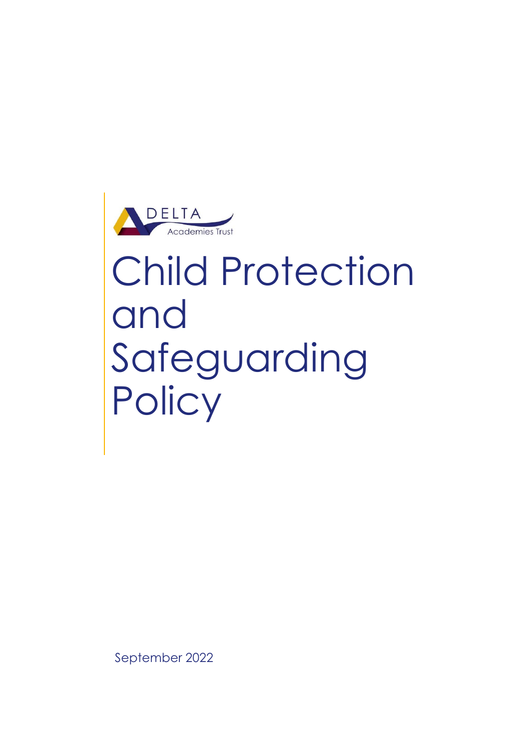DELTA

Academies Trust

# Child Protection and Safeguarding Policy

September 2022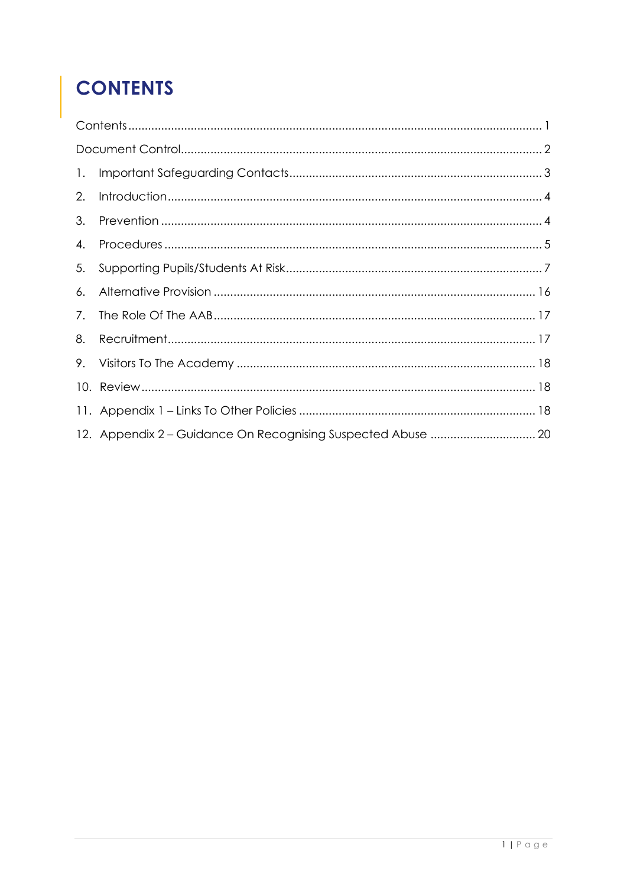# CONTENTS

Contents ........................................................................................................................ 1

Document Control ........................................................................................................ 2

1. Important Safeguarding Contacts ........................................................................ 3
2. Introduction ........................................................................................................... 4
3. Prevention .............................................................................................................. 4
4. Procedures ............................................................................................................. 5
5. Supporting Pupils/Students At Risk ......................................................................... 7
6. Alternative Provision ............................................................................................. 16
7. The Role Of The AAB ............................................................................................. 17
8. Recruitment ........................................................................................................... 17
9. Visitors To The Academy ...................................................................................... 18
10. Review ................................................................................................................... 18
11. Appendix 1 – Links To Other Policies ................................................................... 18
12. Appendix 2 – Guidance On Recognising Suspected Abuse ............................... 20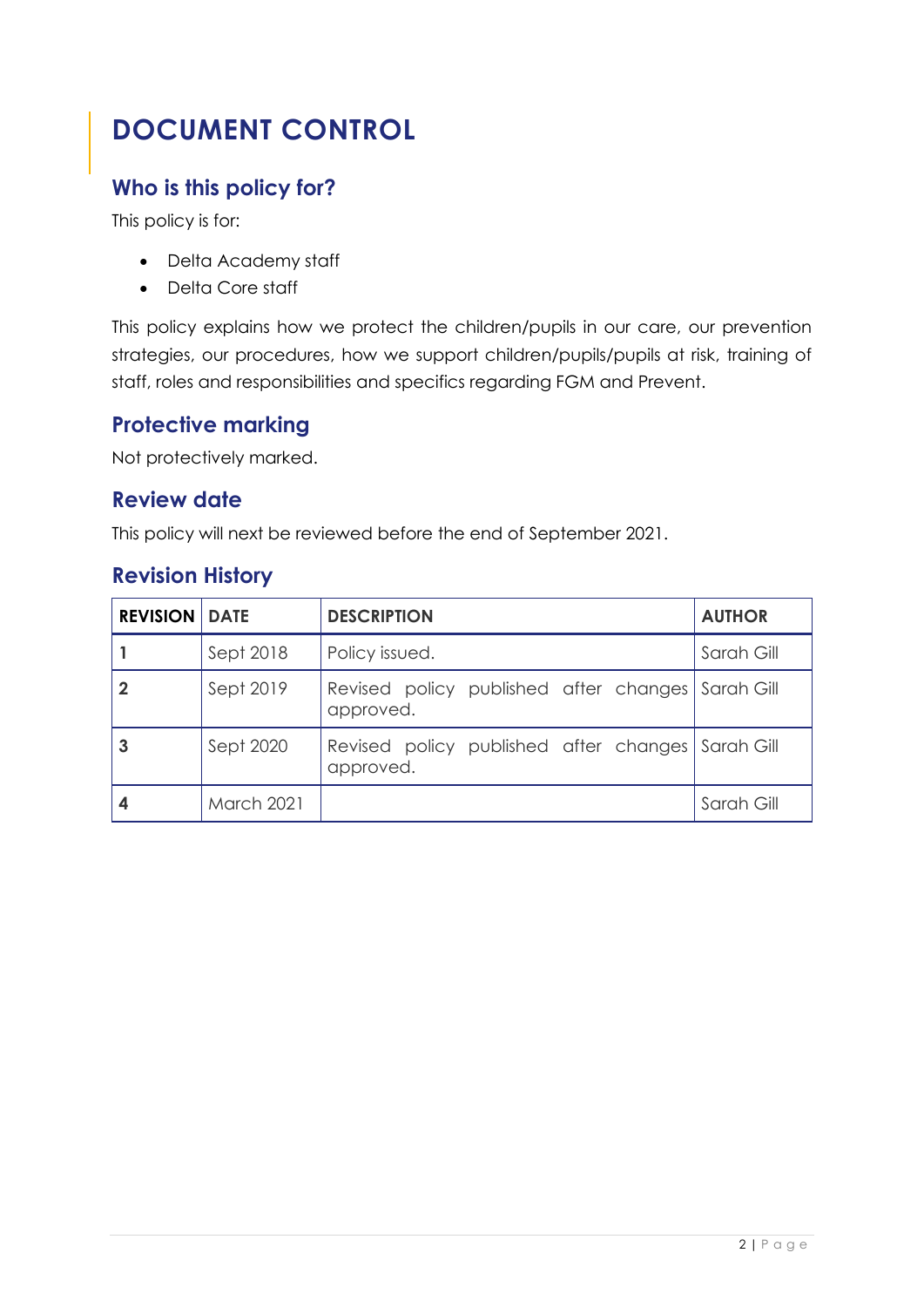# DOCUMENT CONTROL

## Who is this policy for?

This policy is for:

- Delta Academy staff
- Delta Core staff

This policy explains how we protect the children/pupils in our care, our prevention strategies, our procedures, how we support children/pupils/pupils at risk, training of staff, roles and responsibilities and specifics regarding FGM and Prevent.

## Protective marking

Not protectively marked.

## Review date

This policy will next be reviewed before the end of September 2021.

## Revision History

| REVISION | DATE | DESCRIPTION | AUTHOR |
|---|---|---|---|
| **1** | Sept 2018 | Policy issued. | Sarah Gill |
| **2** | Sept 2019 | Revised policy published after changes approved. | Sarah Gill |
| **3** | Sept 2020 | Revised policy published after changes approved. | Sarah Gill |
| **4** | March 2021 | | Sarah Gill |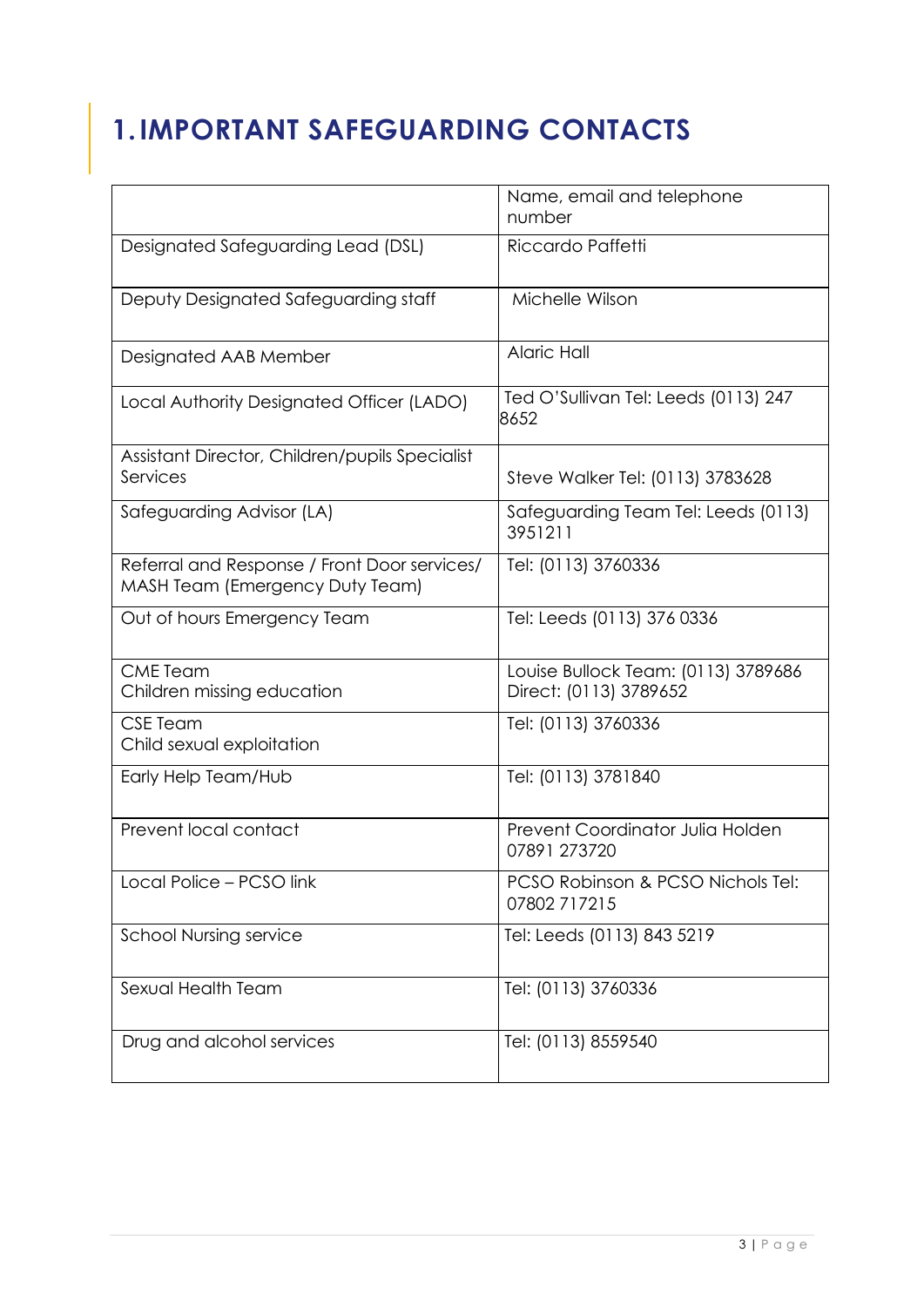# 1. IMPORTANT SAFEGUARDING CONTACTS

| | Name, email and telephone number |
|---|---|
| Designated Safeguarding Lead (DSL) | Riccardo Paffetti |
| Deputy Designated Safeguarding staff | Michelle Wilson |
| Designated AAB Member | Alaric Hall |
| Local Authority Designated Officer (LADO) | Ted O'Sullivan Tel: Leeds (0113) 247 8652 |
| Assistant Director, Children/pupils Specialist Services | Steve Walker Tel: (0113) 3783628 |
| Safeguarding Advisor (LA) | Safeguarding Team Tel: Leeds (0113) 3951211 |
| Referral and Response / Front Door services/ MASH Team (Emergency Duty Team) | Tel: (0113) 3760336 |
| Out of hours Emergency Team | Tel: Leeds (0113) 376 0336 |
| CME Team<br>Children missing education | Louise Bullock Team: (0113) 3789686<br>Direct: (0113) 3789652 |
| CSE Team<br>Child sexual exploitation | Tel: (0113) 3760336 |
| Early Help Team/Hub | Tel: (0113) 3781840 |
| Prevent local contact | Prevent Coordinator Julia Holden 07891 273720 |
| Local Police – PCSO link | PCSO Robinson & PCSO Nichols Tel: 07802 717215 |
| School Nursing service | Tel: Leeds (0113) 843 5219 |
| Sexual Health Team | Tel: (0113) 3760336 |
| Drug and alcohol services | Tel: (0113) 8559540 |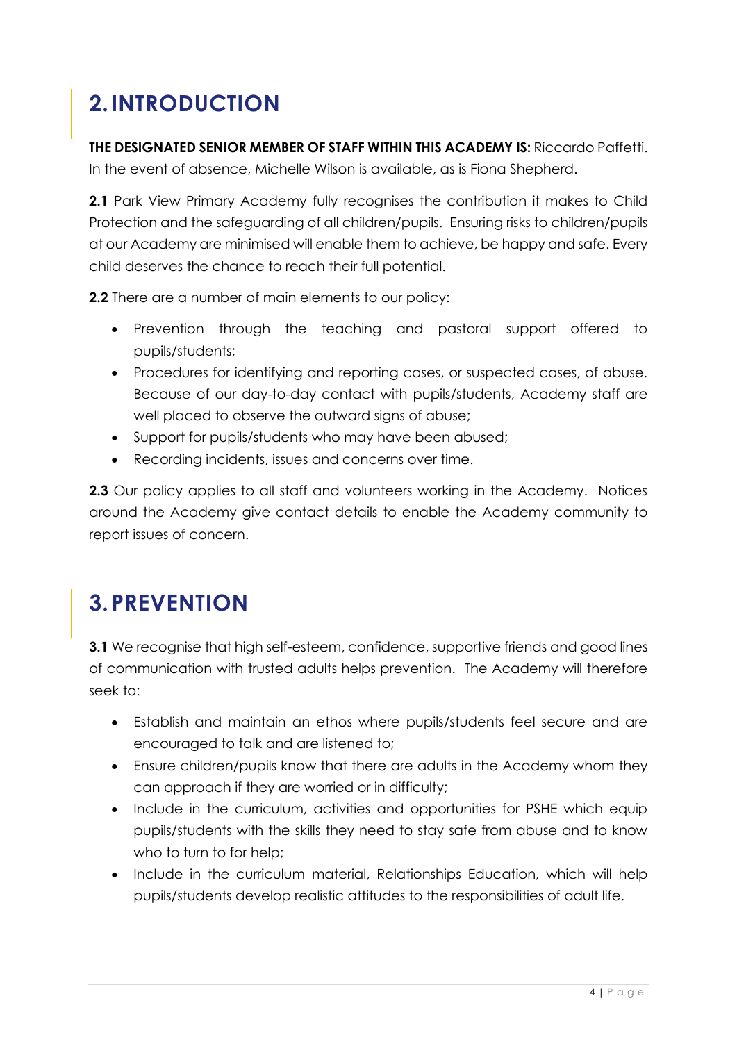## 2. INTRODUCTION

**THE DESIGNATED SENIOR MEMBER OF STAFF WITHIN THIS ACADEMY IS:** Riccardo Paffetti. In the event of absence, Michelle Wilson is available, as is Fiona Shepherd.

**2.1** Park View Primary Academy fully recognises the contribution it makes to Child Protection and the safeguarding of all children/pupils. Ensuring risks to children/pupils at our Academy are minimised will enable them to achieve, be happy and safe. Every child deserves the chance to reach their full potential.

**2.2** There are a number of main elements to our policy:

- Prevention through the teaching and pastoral support offered to pupils/students;
- Procedures for identifying and reporting cases, or suspected cases, of abuse. Because of our day-to-day contact with pupils/students, Academy staff are well placed to observe the outward signs of abuse;
- Support for pupils/students who may have been abused;
- Recording incidents, issues and concerns over time.

**2.3** Our policy applies to all staff and volunteers working in the Academy. Notices around the Academy give contact details to enable the Academy community to report issues of concern.

## 3. PREVENTION

**3.1** We recognise that high self-esteem, confidence, supportive friends and good lines of communication with trusted adults helps prevention. The Academy will therefore seek to:

- Establish and maintain an ethos where pupils/students feel secure and are encouraged to talk and are listened to;
- Ensure children/pupils know that there are adults in the Academy whom they can approach if they are worried or in difficulty;
- Include in the curriculum, activities and opportunities for PSHE which equip pupils/students with the skills they need to stay safe from abuse and to know who to turn to for help;
- Include in the curriculum material, Relationships Education, which will help pupils/students develop realistic attitudes to the responsibilities of adult life.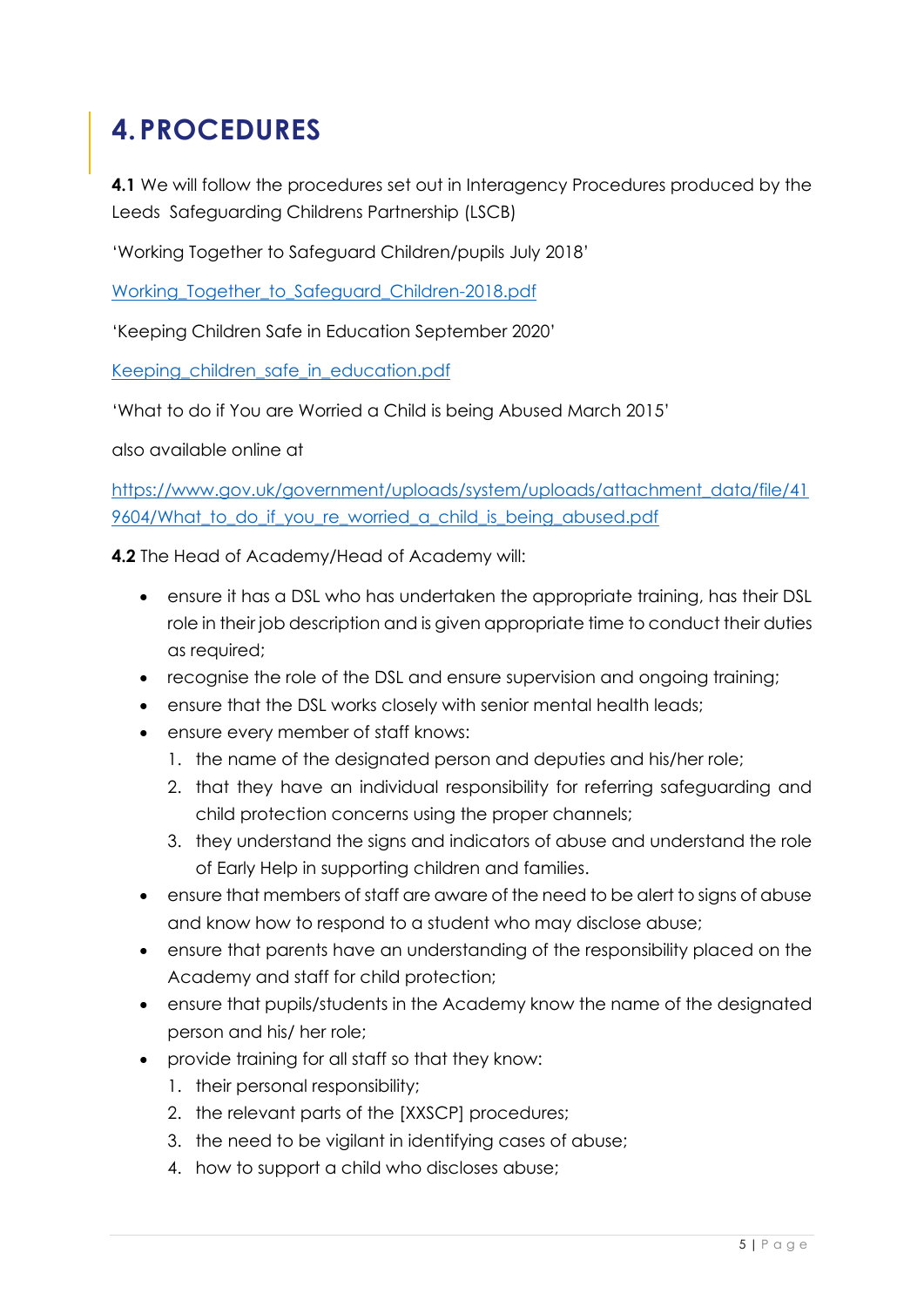# 4. PROCEDURES

**4.1** We will follow the procedures set out in Interagency Procedures produced by the Leeds Safeguarding Childrens Partnership (LSCB)

'Working Together to Safeguard Children/pupils July 2018'

[Working_Together_to_Safeguard_Children-2018.pdf]

'Keeping Children Safe in Education September 2020'

[Keeping_children_safe_in_education.pdf]

'What to do if You are Worried a Child is being Abused March 2015'

also available online at

https://www.gov.uk/government/uploads/system/uploads/attachment_data/file/419604/What_to_do_if_you_re_worried_a_child_is_being_abused.pdf

**4.2** The Head of Academy/Head of Academy will:

- ensure it has a DSL who has undertaken the appropriate training, has their DSL role in their job description and is given appropriate time to conduct their duties as required;
- recognise the role of the DSL and ensure supervision and ongoing training;
- ensure that the DSL works closely with senior mental health leads;
- ensure every member of staff knows:
  1. the name of the designated person and deputies and his/her role;
  2. that they have an individual responsibility for referring safeguarding and child protection concerns using the proper channels;
  3. they understand the signs and indicators of abuse and understand the role of Early Help in supporting children and families.
- ensure that members of staff are aware of the need to be alert to signs of abuse and know how to respond to a student who may disclose abuse;
- ensure that parents have an understanding of the responsibility placed on the Academy and staff for child protection;
- ensure that pupils/students in the Academy know the name of the designated person and his/ her role;
- provide training for all staff so that they know:
  1. their personal responsibility;
  2. the relevant parts of the [XXSCP] procedures;
  3. the need to be vigilant in identifying cases of abuse;
  4. how to support a child who discloses abuse;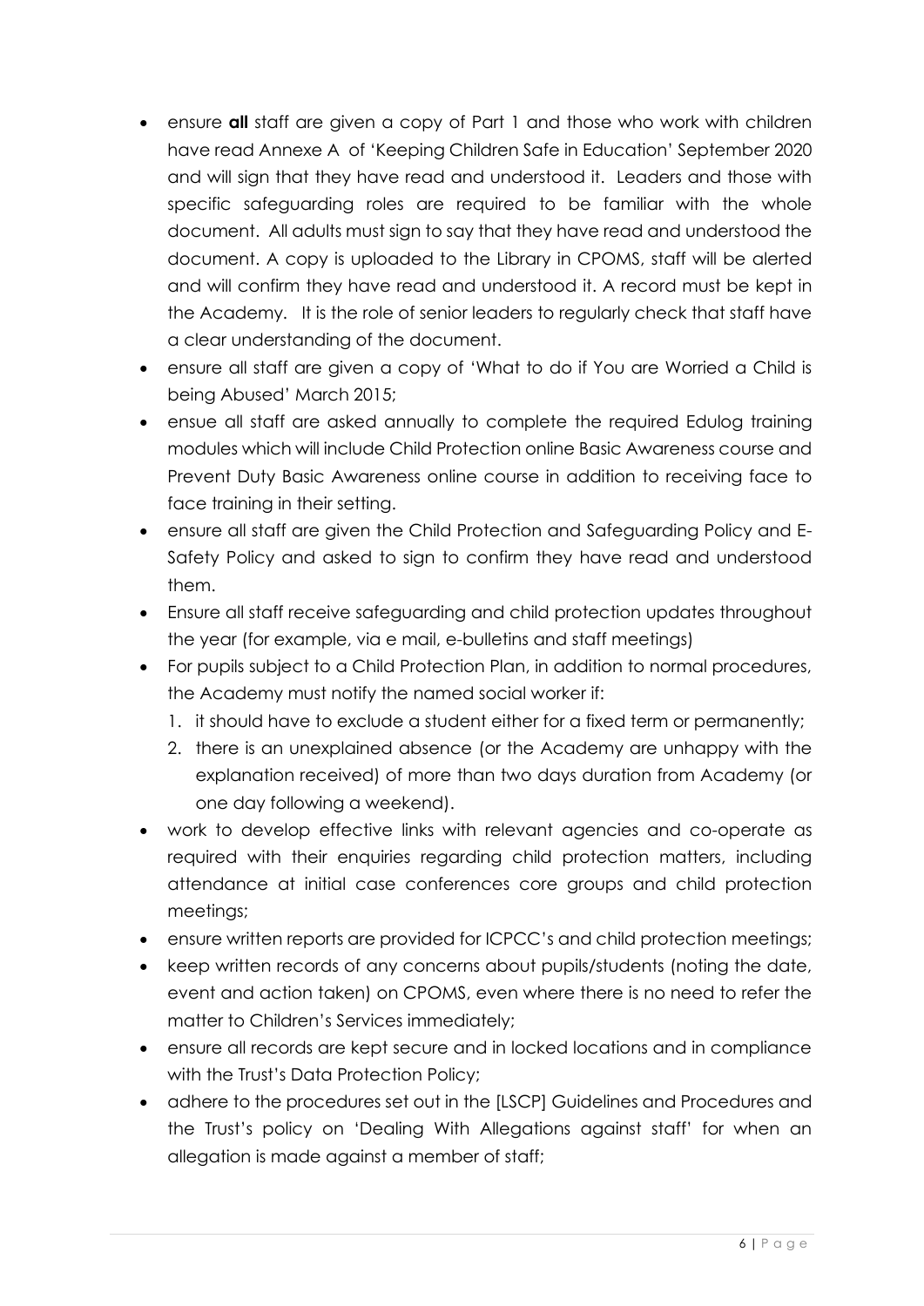- ensure **all** staff are given a copy of Part 1 and those who work with children have read Annexe A of 'Keeping Children Safe in Education' September 2020 and will sign that they have read and understood it. Leaders and those with specific safeguarding roles are required to be familiar with the whole document. All adults must sign to say that they have read and understood the document. A copy is uploaded to the Library in CPOMS, staff will be alerted and will confirm they have read and understood it. A record must be kept in the Academy. It is the role of senior leaders to regularly check that staff have a clear understanding of the document.
- ensure all staff are given a copy of 'What to do if You are Worried a Child is being Abused' March 2015;
- ensue all staff are asked annually to complete the required Edulog training modules which will include Child Protection online Basic Awareness course and Prevent Duty Basic Awareness online course in addition to receiving face to face training in their setting.
- ensure all staff are given the Child Protection and Safeguarding Policy and E-Safety Policy and asked to sign to confirm they have read and understood them.
- Ensure all staff receive safeguarding and child protection updates throughout the year (for example, via e mail, e-bulletins and staff meetings)
- For pupils subject to a Child Protection Plan, in addition to normal procedures, the Academy must notify the named social worker if:
    1. it should have to exclude a student either for a fixed term or permanently;
    2. there is an unexplained absence (or the Academy are unhappy with the explanation received) of more than two days duration from Academy (or one day following a weekend).
- work to develop effective links with relevant agencies and co-operate as required with their enquiries regarding child protection matters, including attendance at initial case conferences core groups and child protection meetings;
- ensure written reports are provided for ICPCC's and child protection meetings;
- keep written records of any concerns about pupils/students (noting the date, event and action taken) on CPOMS, even where there is no need to refer the matter to Children's Services immediately;
- ensure all records are kept secure and in locked locations and in compliance with the Trust's Data Protection Policy;
- adhere to the procedures set out in the [LSCP] Guidelines and Procedures and the Trust's policy on 'Dealing With Allegations against staff' for when an allegation is made against a member of staff;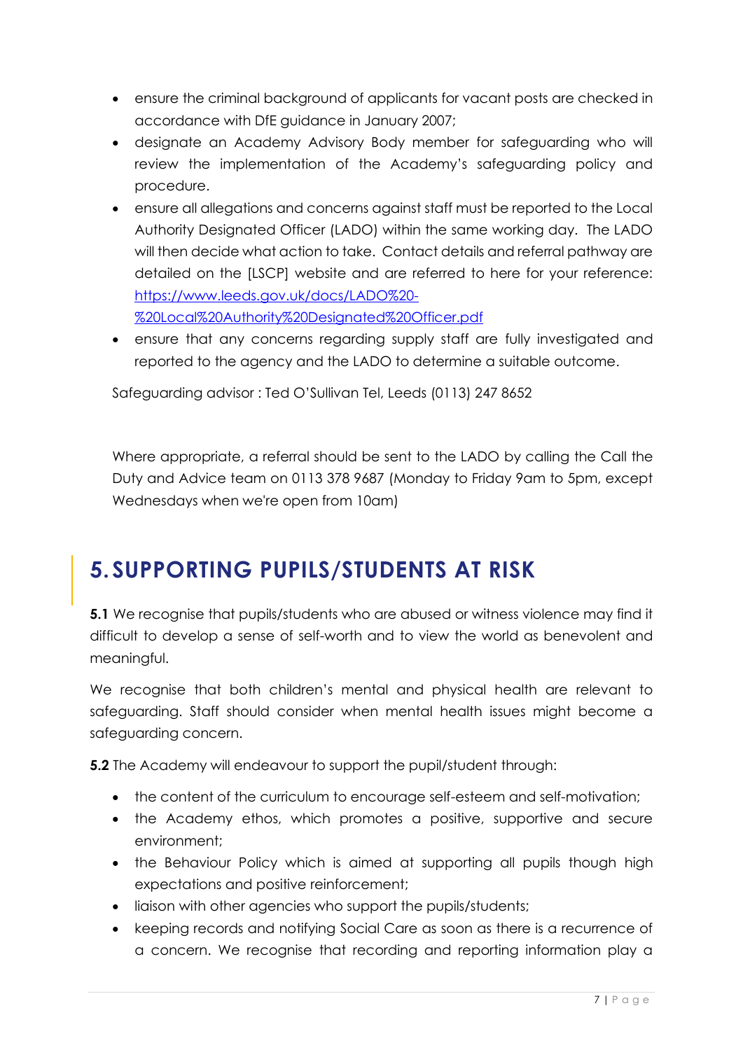- ensure the criminal background of applicants for vacant posts are checked in accordance with DfE guidance in January 2007;
- designate an Academy Advisory Body member for safeguarding who will review the implementation of the Academy's safeguarding policy and procedure.
- ensure all allegations and concerns against staff must be reported to the Local Authority Designated Officer (LADO) within the same working day. The LADO will then decide what action to take. Contact details and referral pathway are detailed on the [LSCP] website and are referred to here for your reference: [https://www.leeds.gov.uk/docs/LADO%20-%20Local%20Authority%20Designated%20Officer.pdf](https://www.leeds.gov.uk/docs/LADO%20-%20Local%20Authority%20Designated%20Officer.pdf)
- ensure that any concerns regarding supply staff are fully investigated and reported to the agency and the LADO to determine a suitable outcome.

Safeguarding advisor : Ted O'Sullivan Tel, Leeds (0113) 247 8652

Where appropriate, a referral should be sent to the LADO by calling the Call the Duty and Advice team on 0113 378 9687 (Monday to Friday 9am to 5pm, except Wednesdays when we're open from 10am)

# 5. SUPPORTING PUPILS/STUDENTS AT RISK

**5.1** We recognise that pupils/students who are abused or witness violence may find it difficult to develop a sense of self-worth and to view the world as benevolent and meaningful.

We recognise that both children's mental and physical health are relevant to safeguarding. Staff should consider when mental health issues might become a safeguarding concern.

**5.2** The Academy will endeavour to support the pupil/student through:

- the content of the curriculum to encourage self-esteem and self-motivation;
- the Academy ethos, which promotes a positive, supportive and secure environment;
- the Behaviour Policy which is aimed at supporting all pupils though high expectations and positive reinforcement;
- liaison with other agencies who support the pupils/students;
- keeping records and notifying Social Care as soon as there is a recurrence of a concern. We recognise that recording and reporting information play a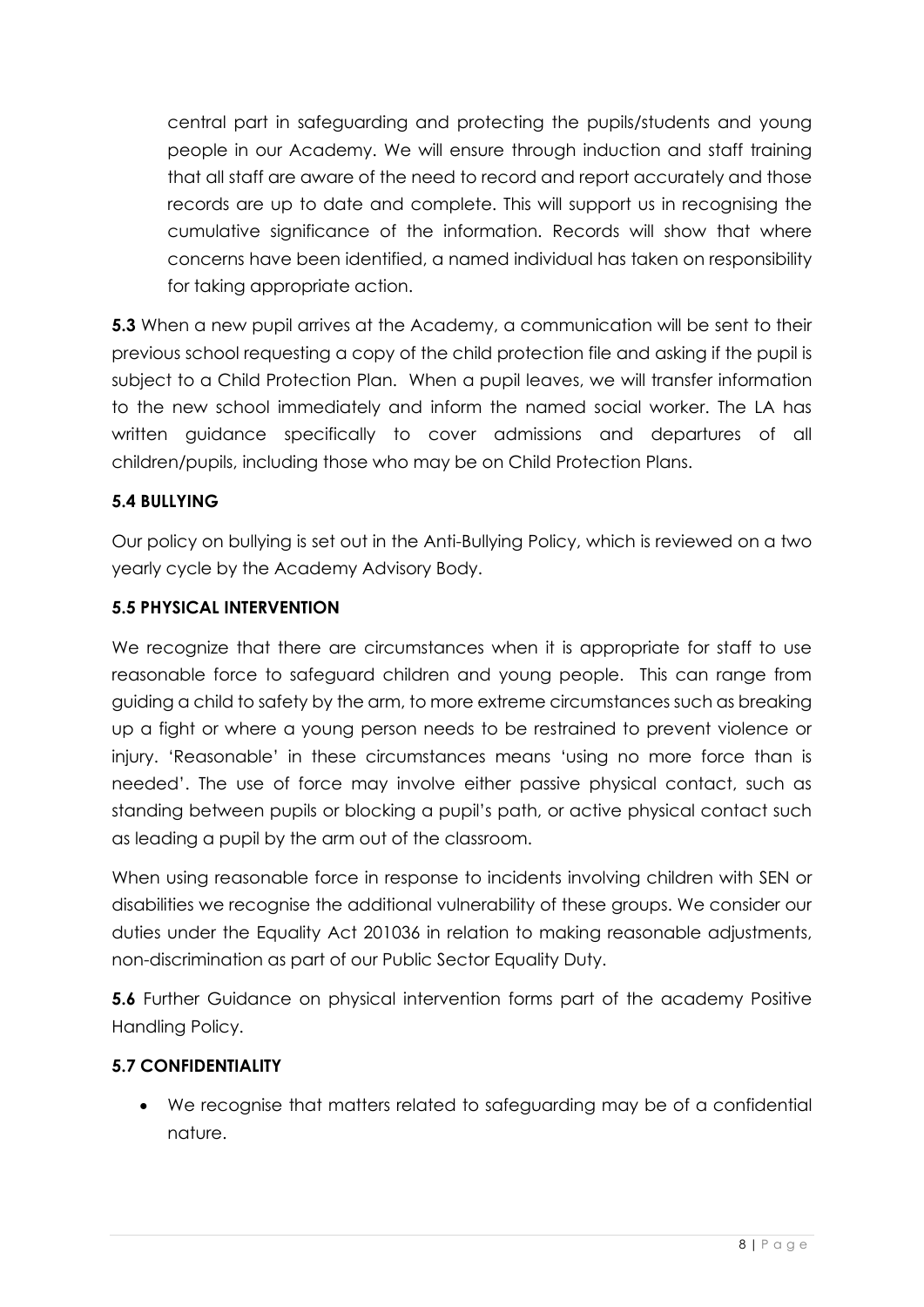central part in safeguarding and protecting the pupils/students and young people in our Academy. We will ensure through induction and staff training that all staff are aware of the need to record and report accurately and those records are up to date and complete. This will support us in recognising the cumulative significance of the information. Records will show that where concerns have been identified, a named individual has taken on responsibility for taking appropriate action.

**5.3** When a new pupil arrives at the Academy, a communication will be sent to their previous school requesting a copy of the child protection file and asking if the pupil is subject to a Child Protection Plan. When a pupil leaves, we will transfer information to the new school immediately and inform the named social worker. The LA has written guidance specifically to cover admissions and departures of all children/pupils, including those who may be on Child Protection Plans.

**5.4 BULLYING**

Our policy on bullying is set out in the Anti-Bullying Policy, which is reviewed on a two yearly cycle by the Academy Advisory Body.

**5.5 PHYSICAL INTERVENTION**

We recognize that there are circumstances when it is appropriate for staff to use reasonable force to safeguard children and young people. This can range from guiding a child to safety by the arm, to more extreme circumstances such as breaking up a fight or where a young person needs to be restrained to prevent violence or injury. 'Reasonable' in these circumstances means 'using no more force than is needed'. The use of force may involve either passive physical contact, such as standing between pupils or blocking a pupil's path, or active physical contact such as leading a pupil by the arm out of the classroom.

When using reasonable force in response to incidents involving children with SEN or disabilities we recognise the additional vulnerability of these groups. We consider our duties under the Equality Act 201036 in relation to making reasonable adjustments, non-discrimination as part of our Public Sector Equality Duty.

**5.6** Further Guidance on physical intervention forms part of the academy Positive Handling Policy.

**5.7 CONFIDENTIALITY**

- We recognise that matters related to safeguarding may be of a confidential nature.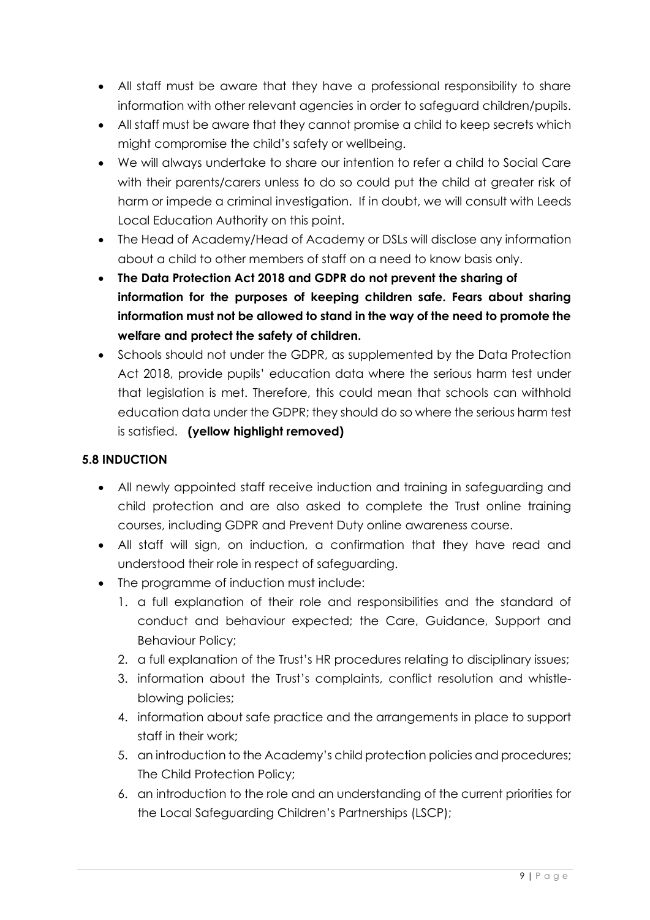- All staff must be aware that they have a professional responsibility to share information with other relevant agencies in order to safeguard children/pupils.
- All staff must be aware that they cannot promise a child to keep secrets which might compromise the child's safety or wellbeing.
- We will always undertake to share our intention to refer a child to Social Care with their parents/carers unless to do so could put the child at greater risk of harm or impede a criminal investigation. If in doubt, we will consult with Leeds Local Education Authority on this point.
- The Head of Academy/Head of Academy or DSLs will disclose any information about a child to other members of staff on a need to know basis only.
- **The Data Protection Act 2018 and GDPR do not prevent the sharing of information for the purposes of keeping children safe. Fears about sharing information must not be allowed to stand in the way of the need to promote the welfare and protect the safety of children.**
- Schools should not under the GDPR, as supplemented by the Data Protection Act 2018, provide pupils' education data where the serious harm test under that legislation is met. Therefore, this could mean that schools can withhold education data under the GDPR; they should do so where the serious harm test is satisfied. **(yellow highlight removed)**

### 5.8 INDUCTION

- All newly appointed staff receive induction and training in safeguarding and child protection and are also asked to complete the Trust online training courses, including GDPR and Prevent Duty online awareness course.
- All staff will sign, on induction, a confirmation that they have read and understood their role in respect of safeguarding.
- The programme of induction must include:
  1. a full explanation of their role and responsibilities and the standard of conduct and behaviour expected; the Care, Guidance, Support and Behaviour Policy;
  2. a full explanation of the Trust's HR procedures relating to disciplinary issues;
  3. information about the Trust's complaints, conflict resolution and whistle-blowing policies;
  4. information about safe practice and the arrangements in place to support staff in their work;
  5. an introduction to the Academy's child protection policies and procedures; The Child Protection Policy;
  6. an introduction to the role and an understanding of the current priorities for the Local Safeguarding Children's Partnerships (LSCP);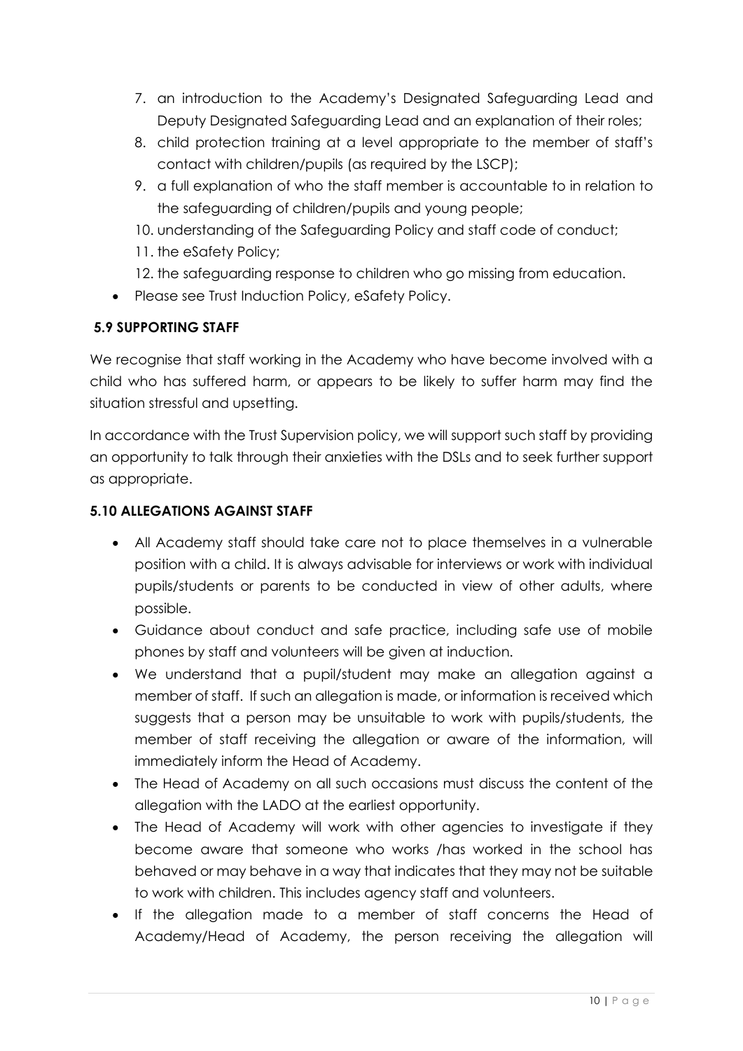7. an introduction to the Academy's Designated Safeguarding Lead and Deputy Designated Safeguarding Lead and an explanation of their roles;
8. child protection training at a level appropriate to the member of staff's contact with children/pupils (as required by the LSCP);
9. a full explanation of who the staff member is accountable to in relation to the safeguarding of children/pupils and young people;
10. understanding of the Safeguarding Policy and staff code of conduct;
11. the eSafety Policy;
12. the safeguarding response to children who go missing from education.

- Please see Trust Induction Policy, eSafety Policy.

### 5.9 SUPPORTING STAFF

We recognise that staff working in the Academy who have become involved with a child who has suffered harm, or appears to be likely to suffer harm may find the situation stressful and upsetting.

In accordance with the Trust Supervision policy, we will support such staff by providing an opportunity to talk through their anxieties with the DSLs and to seek further support as appropriate.

### 5.10 ALLEGATIONS AGAINST STAFF

- All Academy staff should take care not to place themselves in a vulnerable position with a child. It is always advisable for interviews or work with individual pupils/students or parents to be conducted in view of other adults, where possible.
- Guidance about conduct and safe practice, including safe use of mobile phones by staff and volunteers will be given at induction.
- We understand that a pupil/student may make an allegation against a member of staff. If such an allegation is made, or information is received which suggests that a person may be unsuitable to work with pupils/students, the member of staff receiving the allegation or aware of the information, will immediately inform the Head of Academy.
- The Head of Academy on all such occasions must discuss the content of the allegation with the LADO at the earliest opportunity.
- The Head of Academy will work with other agencies to investigate if they become aware that someone who works /has worked in the school has behaved or may behave in a way that indicates that they may not be suitable to work with children. This includes agency staff and volunteers.
- If the allegation made to a member of staff concerns the Head of Academy/Head of Academy, the person receiving the allegation will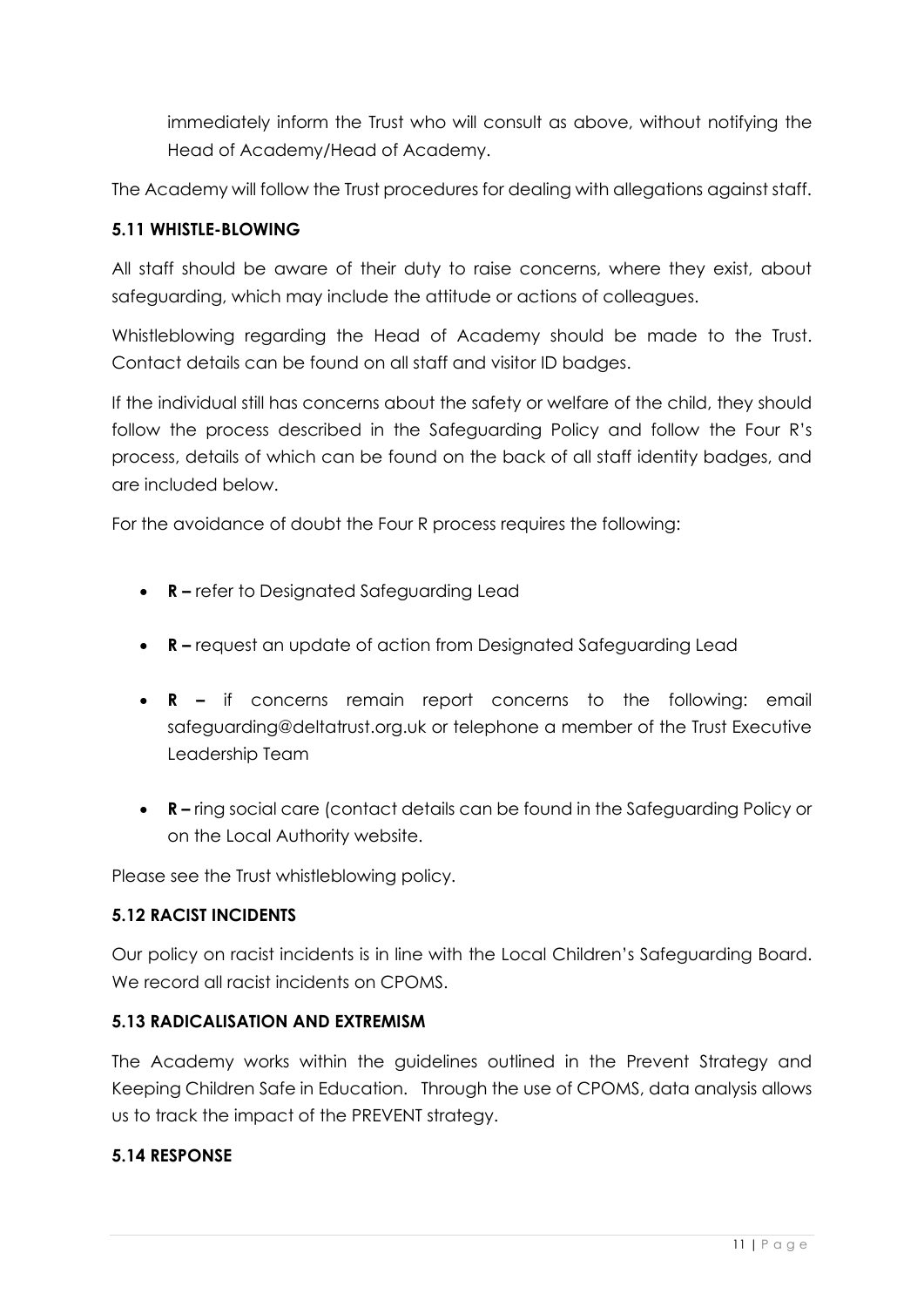immediately inform the Trust who will consult as above, without notifying the Head of Academy/Head of Academy.

The Academy will follow the Trust procedures for dealing with allegations against staff.

### 5.11 WHISTLE-BLOWING

All staff should be aware of their duty to raise concerns, where they exist, about safeguarding, which may include the attitude or actions of colleagues.

Whistleblowing regarding the Head of Academy should be made to the Trust. Contact details can be found on all staff and visitor ID badges.

If the individual still has concerns about the safety or welfare of the child, they should follow the process described in the Safeguarding Policy and follow the Four R's process, details of which can be found on the back of all staff identity badges, and are included below.

For the avoidance of doubt the Four R process requires the following:

- **R –** refer to Designated Safeguarding Lead
- **R –** request an update of action from Designated Safeguarding Lead
- **R –** if concerns remain report concerns to the following: email safeguarding@deltatrust.org.uk or telephone a member of the Trust Executive Leadership Team
- **R –** ring social care (contact details can be found in the Safeguarding Policy or on the Local Authority website.

Please see the Trust whistleblowing policy.

### 5.12 RACIST INCIDENTS

Our policy on racist incidents is in line with the Local Children's Safeguarding Board. We record all racist incidents on CPOMS.

### 5.13 RADICALISATION AND EXTREMISM

The Academy works within the guidelines outlined in the Prevent Strategy and Keeping Children Safe in Education. Through the use of CPOMS, data analysis allows us to track the impact of the PREVENT strategy.

### 5.14 RESPONSE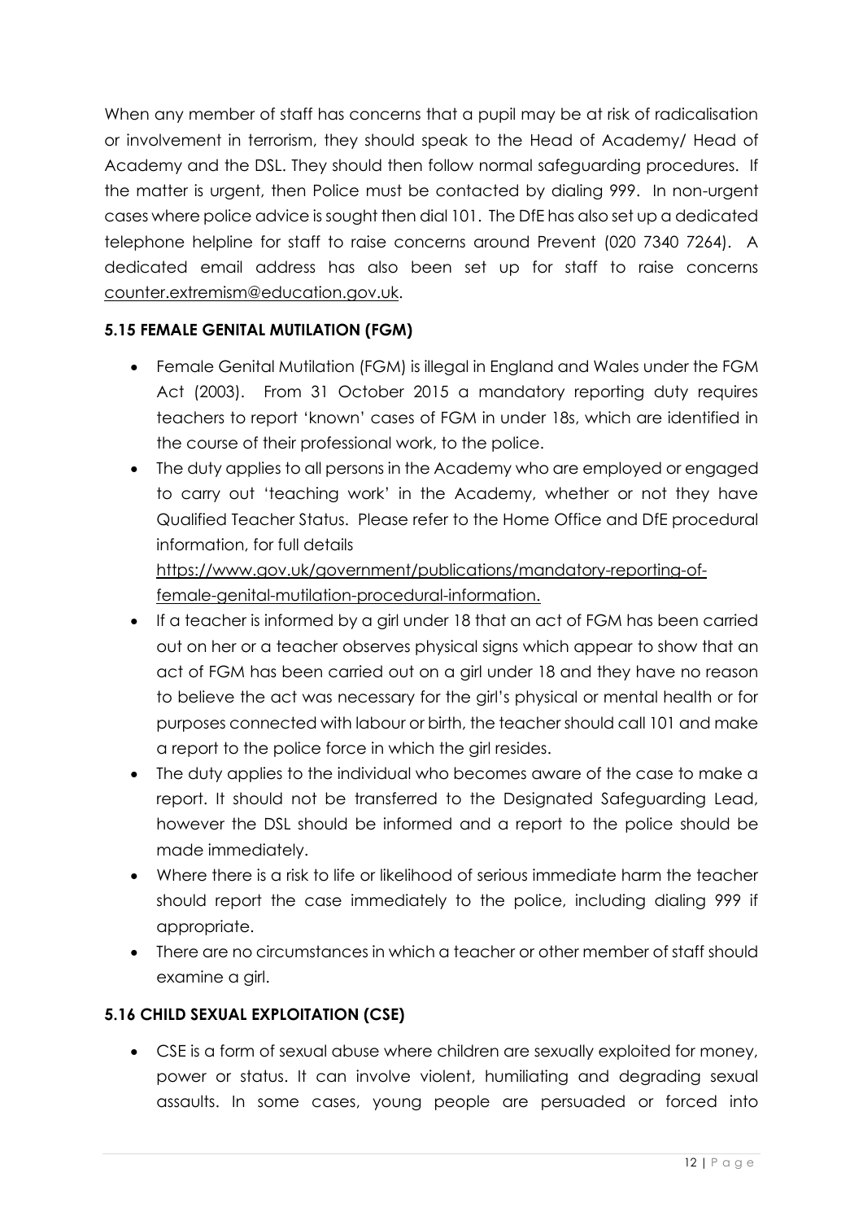When any member of staff has concerns that a pupil may be at risk of radicalisation or involvement in terrorism, they should speak to the Head of Academy/ Head of Academy and the DSL. They should then follow normal safeguarding procedures. If the matter is urgent, then Police must be contacted by dialing 999. In non-urgent cases where police advice is sought then dial 101. The DfE has also set up a dedicated telephone helpline for staff to raise concerns around Prevent (020 7340 7264). A dedicated email address has also been set up for staff to raise concerns counter.extremism@education.gov.uk.

### 5.15 FEMALE GENITAL MUTILATION (FGM)

- Female Genital Mutilation (FGM) is illegal in England and Wales under the FGM Act (2003). From 31 October 2015 a mandatory reporting duty requires teachers to report 'known' cases of FGM in under 18s, which are identified in the course of their professional work, to the police.
- The duty applies to all persons in the Academy who are employed or engaged to carry out 'teaching work' in the Academy, whether or not they have Qualified Teacher Status. Please refer to the Home Office and DfE procedural information, for full details https://www.gov.uk/government/publications/mandatory-reporting-of-female-genital-mutilation-procedural-information.
- If a teacher is informed by a girl under 18 that an act of FGM has been carried out on her or a teacher observes physical signs which appear to show that an act of FGM has been carried out on a girl under 18 and they have no reason to believe the act was necessary for the girl's physical or mental health or for purposes connected with labour or birth, the teacher should call 101 and make a report to the police force in which the girl resides.
- The duty applies to the individual who becomes aware of the case to make a report. It should not be transferred to the Designated Safeguarding Lead, however the DSL should be informed and a report to the police should be made immediately.
- Where there is a risk to life or likelihood of serious immediate harm the teacher should report the case immediately to the police, including dialing 999 if appropriate.
- There are no circumstances in which a teacher or other member of staff should examine a girl.

### 5.16 CHILD SEXUAL EXPLOITATION (CSE)

- CSE is a form of sexual abuse where children are sexually exploited for money, power or status. It can involve violent, humiliating and degrading sexual assaults. In some cases, young people are persuaded or forced into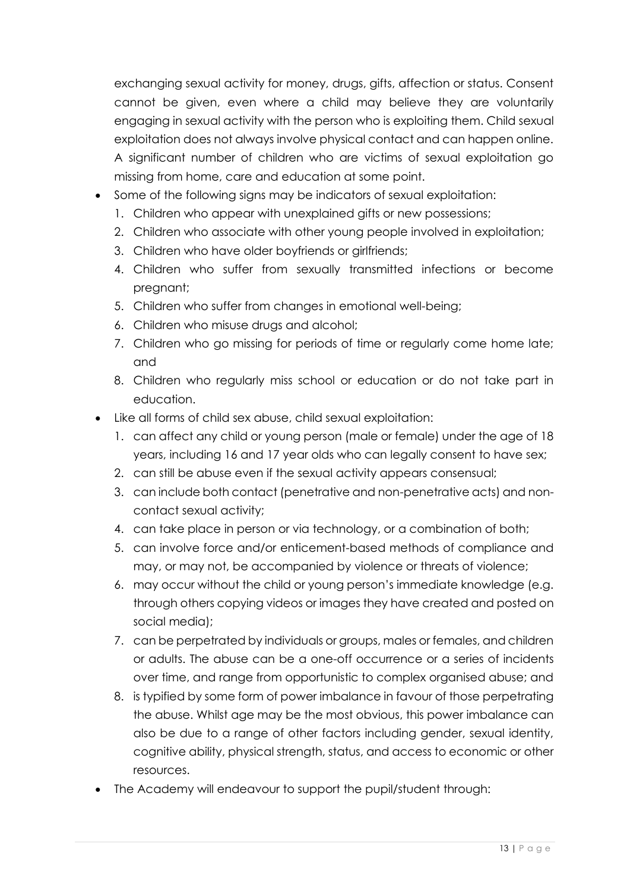exchanging sexual activity for money, drugs, gifts, affection or status. Consent cannot be given, even where a child may believe they are voluntarily engaging in sexual activity with the person who is exploiting them. Child sexual exploitation does not always involve physical contact and can happen online. A significant number of children who are victims of sexual exploitation go missing from home, care and education at some point.

- Some of the following signs may be indicators of sexual exploitation:
  1. Children who appear with unexplained gifts or new possessions;
  2. Children who associate with other young people involved in exploitation;
  3. Children who have older boyfriends or girlfriends;
  4. Children who suffer from sexually transmitted infections or become pregnant;
  5. Children who suffer from changes in emotional well-being;
  6. Children who misuse drugs and alcohol;
  7. Children who go missing for periods of time or regularly come home late; and
  8. Children who regularly miss school or education or do not take part in education.
- Like all forms of child sex abuse, child sexual exploitation:
  1. can affect any child or young person (male or female) under the age of 18 years, including 16 and 17 year olds who can legally consent to have sex;
  2. can still be abuse even if the sexual activity appears consensual;
  3. can include both contact (penetrative and non-penetrative acts) and non-contact sexual activity;
  4. can take place in person or via technology, or a combination of both;
  5. can involve force and/or enticement-based methods of compliance and may, or may not, be accompanied by violence or threats of violence;
  6. may occur without the child or young person's immediate knowledge (e.g. through others copying videos or images they have created and posted on social media);
  7. can be perpetrated by individuals or groups, males or females, and children or adults. The abuse can be a one-off occurrence or a series of incidents over time, and range from opportunistic to complex organised abuse; and
  8. is typified by some form of power imbalance in favour of those perpetrating the abuse. Whilst age may be the most obvious, this power imbalance can also be due to a range of other factors including gender, sexual identity, cognitive ability, physical strength, status, and access to economic or other resources.
- The Academy will endeavour to support the pupil/student through: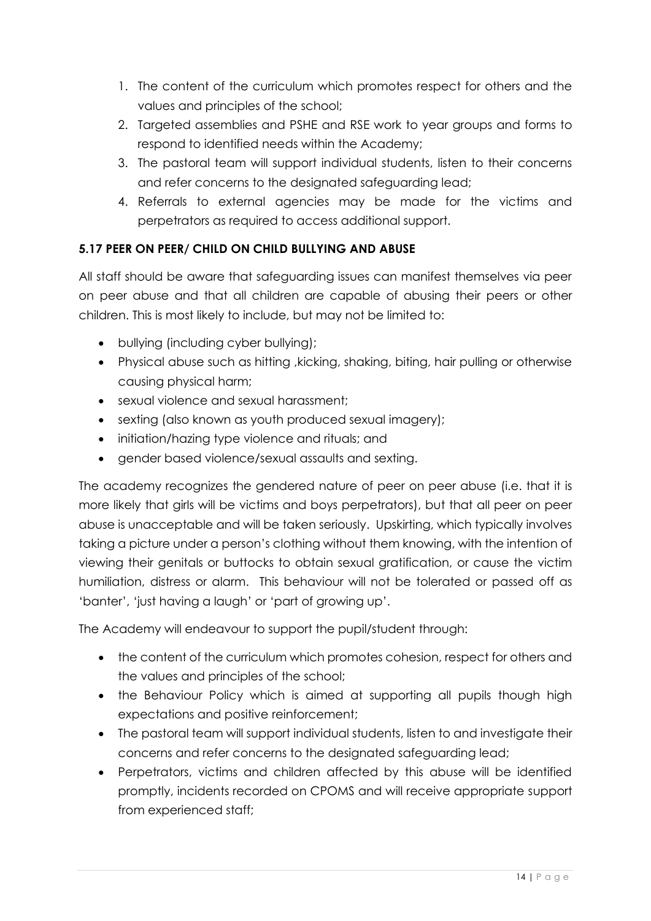1. The content of the curriculum which promotes respect for others and the values and principles of the school;
2. Targeted assemblies and PSHE and RSE work to year groups and forms to respond to identified needs within the Academy;
3. The pastoral team will support individual students, listen to their concerns and refer concerns to the designated safeguarding lead;
4. Referrals to external agencies may be made for the victims and perpetrators as required to access additional support.

### 5.17 PEER ON PEER/ CHILD ON CHILD BULLYING AND ABUSE

All staff should be aware that safeguarding issues can manifest themselves via peer on peer abuse and that all children are capable of abusing their peers or other children. This is most likely to include, but may not be limited to:

- bullying (including cyber bullying);
- Physical abuse such as hitting ,kicking, shaking, biting, hair pulling or otherwise causing physical harm;
- sexual violence and sexual harassment;
- sexting (also known as youth produced sexual imagery);
- initiation/hazing type violence and rituals; and
- gender based violence/sexual assaults and sexting.

The academy recognizes the gendered nature of peer on peer abuse (i.e. that it is more likely that girls will be victims and boys perpetrators), but that all peer on peer abuse is unacceptable and will be taken seriously. Upskirting, which typically involves taking a picture under a person's clothing without them knowing, with the intention of viewing their genitals or buttocks to obtain sexual gratification, or cause the victim humiliation, distress or alarm. This behaviour will not be tolerated or passed off as 'banter', 'just having a laugh' or 'part of growing up'.

The Academy will endeavour to support the pupil/student through:

- the content of the curriculum which promotes cohesion, respect for others and the values and principles of the school;
- the Behaviour Policy which is aimed at supporting all pupils though high expectations and positive reinforcement;
- The pastoral team will support individual students, listen to and investigate their concerns and refer concerns to the designated safeguarding lead;
- Perpetrators, victims and children affected by this abuse will be identified promptly, incidents recorded on CPOMS and will receive appropriate support from experienced staff;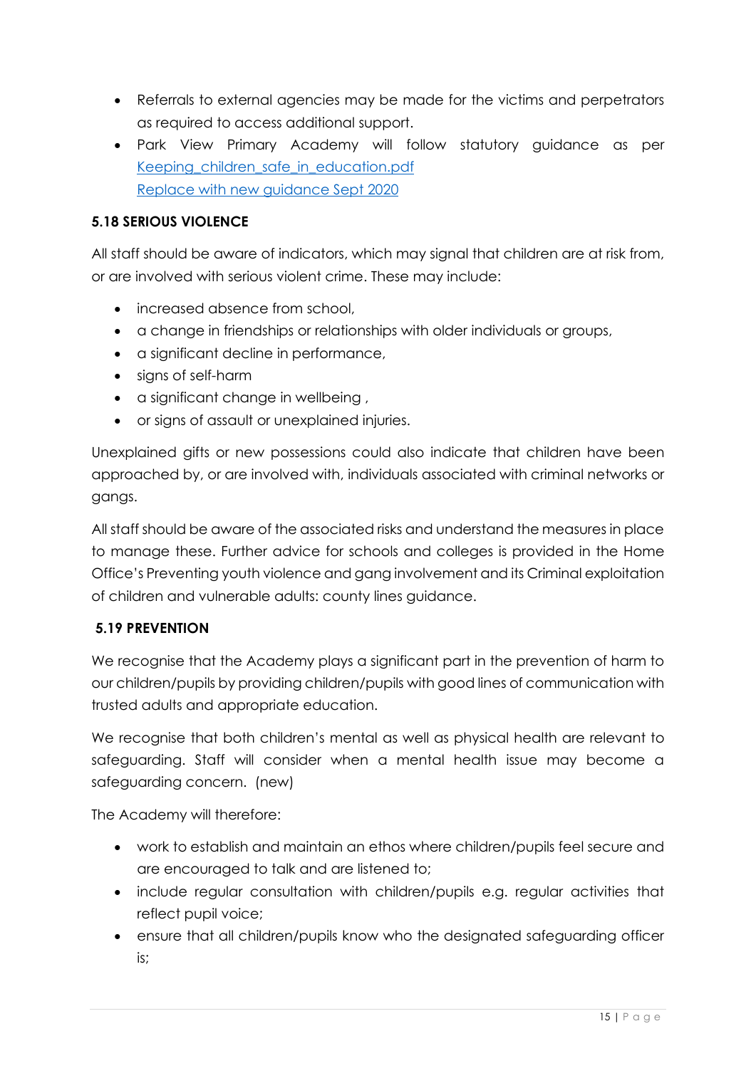- Referrals to external agencies may be made for the victims and perpetrators as required to access additional support.
- Park View Primary Academy will follow statutory guidance as per [Keeping_children_safe_in_education.pdf](Keeping_children_safe_in_education.pdf)
  [Replace with new guidance Sept 2020](Replace with new guidance Sept 2020)

### 5.18 SERIOUS VIOLENCE

All staff should be aware of indicators, which may signal that children are at risk from, or are involved with serious violent crime. These may include:

- increased absence from school,
- a change in friendships or relationships with older individuals or groups,
- a significant decline in performance,
- signs of self-harm
- a significant change in wellbeing ,
- or signs of assault or unexplained injuries.

Unexplained gifts or new possessions could also indicate that children have been approached by, or are involved with, individuals associated with criminal networks or gangs.

All staff should be aware of the associated risks and understand the measures in place to manage these. Further advice for schools and colleges is provided in the Home Office's Preventing youth violence and gang involvement and its Criminal exploitation of children and vulnerable adults: county lines guidance.

### 5.19 PREVENTION

We recognise that the Academy plays a significant part in the prevention of harm to our children/pupils by providing children/pupils with good lines of communication with trusted adults and appropriate education.

We recognise that both children's mental as well as physical health are relevant to safeguarding. Staff will consider when a mental health issue may become a safeguarding concern. (new)

The Academy will therefore:

- work to establish and maintain an ethos where children/pupils feel secure and are encouraged to talk and are listened to;
- include regular consultation with children/pupils e.g. regular activities that reflect pupil voice;
- ensure that all children/pupils know who the designated safeguarding officer is;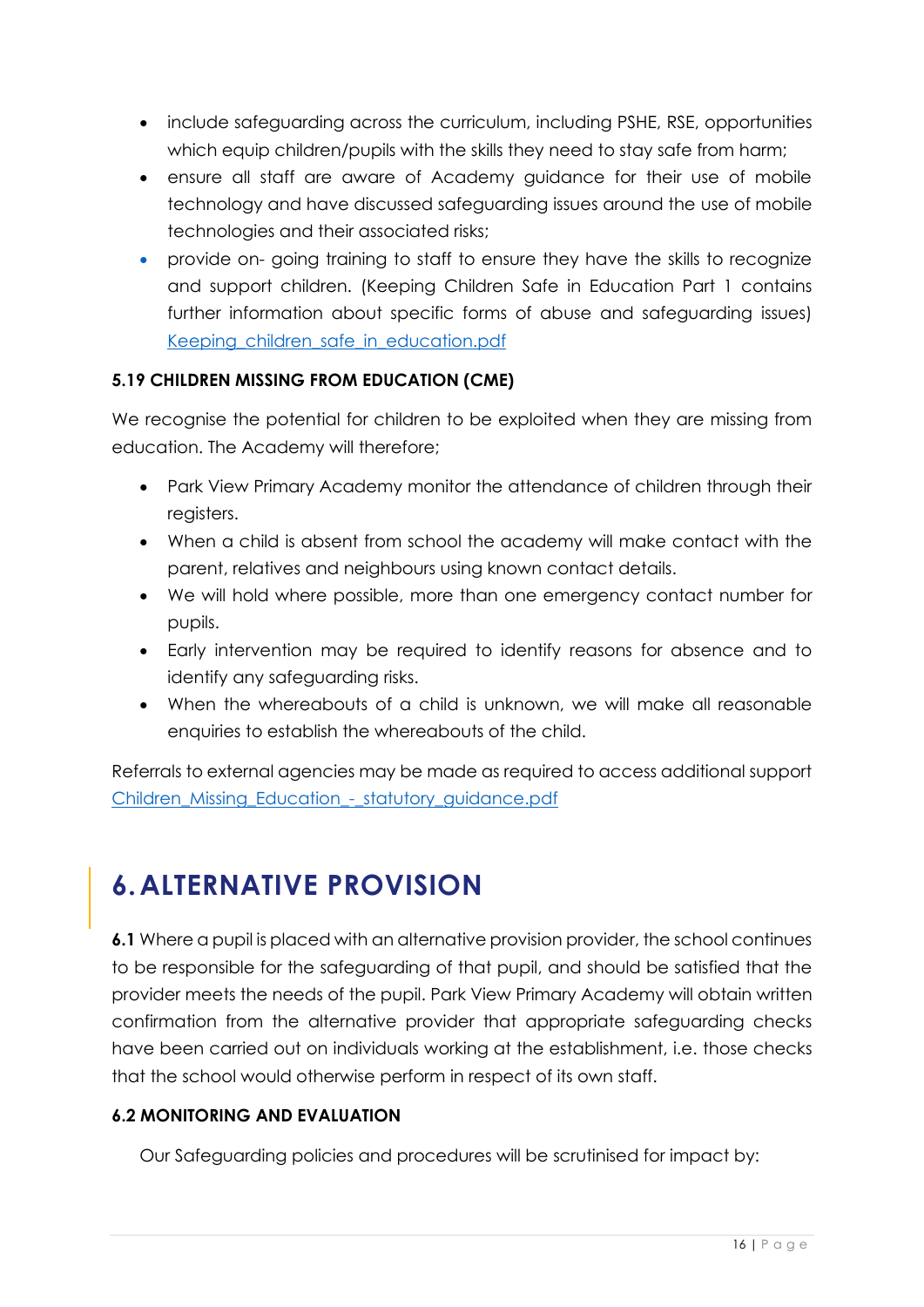- include safeguarding across the curriculum, including PSHE, RSE, opportunities which equip children/pupils with the skills they need to stay safe from harm;
- ensure all staff are aware of Academy guidance for their use of mobile technology and have discussed safeguarding issues around the use of mobile technologies and their associated risks;
- provide on- going training to staff to ensure they have the skills to recognize and support children. (Keeping Children Safe in Education Part 1 contains further information about specific forms of abuse and safeguarding issues) [Keeping_children_safe_in_education.pdf]()

### 5.19 CHILDREN MISSING FROM EDUCATION (CME)

We recognise the potential for children to be exploited when they are missing from education. The Academy will therefore;

- Park View Primary Academy monitor the attendance of children through their registers.
- When a child is absent from school the academy will make contact with the parent, relatives and neighbours using known contact details.
- We will hold where possible, more than one emergency contact number for pupils.
- Early intervention may be required to identify reasons for absence and to identify any safeguarding risks.
- When the whereabouts of a child is unknown, we will make all reasonable enquiries to establish the whereabouts of the child.

Referrals to external agencies may be made as required to access additional support [Children_Missing_Education_-_statutory_guidance.pdf]()

# 6. ALTERNATIVE PROVISION

**6.1** Where a pupil is placed with an alternative provision provider, the school continues to be responsible for the safeguarding of that pupil, and should be satisfied that the provider meets the needs of the pupil. Park View Primary Academy will obtain written confirmation from the alternative provider that appropriate safeguarding checks have been carried out on individuals working at the establishment, i.e. those checks that the school would otherwise perform in respect of its own staff.

### 6.2 MONITORING AND EVALUATION

Our Safeguarding policies and procedures will be scrutinised for impact by: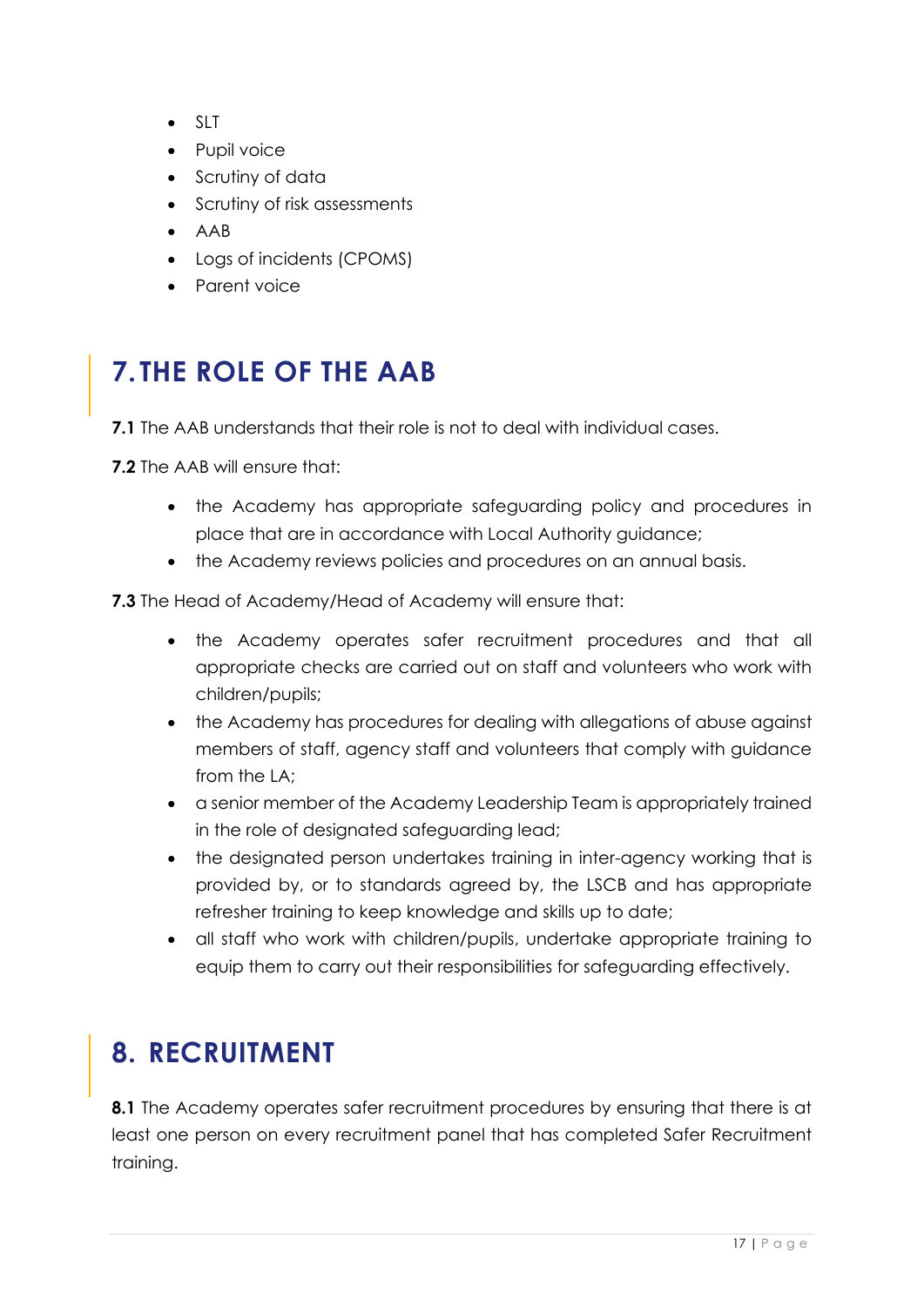- SLT
- Pupil voice
- Scrutiny of data
- Scrutiny of risk assessments
- AAB
- Logs of incidents (CPOMS)
- Parent voice

## 7. THE ROLE OF THE AAB

**7.1** The AAB understands that their role is not to deal with individual cases.

**7.2** The AAB will ensure that:

- the Academy has appropriate safeguarding policy and procedures in place that are in accordance with Local Authority guidance;
- the Academy reviews policies and procedures on an annual basis.

**7.3** The Head of Academy/Head of Academy will ensure that:

- the Academy operates safer recruitment procedures and that all appropriate checks are carried out on staff and volunteers who work with children/pupils;
- the Academy has procedures for dealing with allegations of abuse against members of staff, agency staff and volunteers that comply with guidance from the LA;
- a senior member of the Academy Leadership Team is appropriately trained in the role of designated safeguarding lead;
- the designated person undertakes training in inter-agency working that is provided by, or to standards agreed by, the LSCB and has appropriate refresher training to keep knowledge and skills up to date;
- all staff who work with children/pupils, undertake appropriate training to equip them to carry out their responsibilities for safeguarding effectively.

## 8. RECRUITMENT

**8.1** The Academy operates safer recruitment procedures by ensuring that there is at least one person on every recruitment panel that has completed Safer Recruitment training.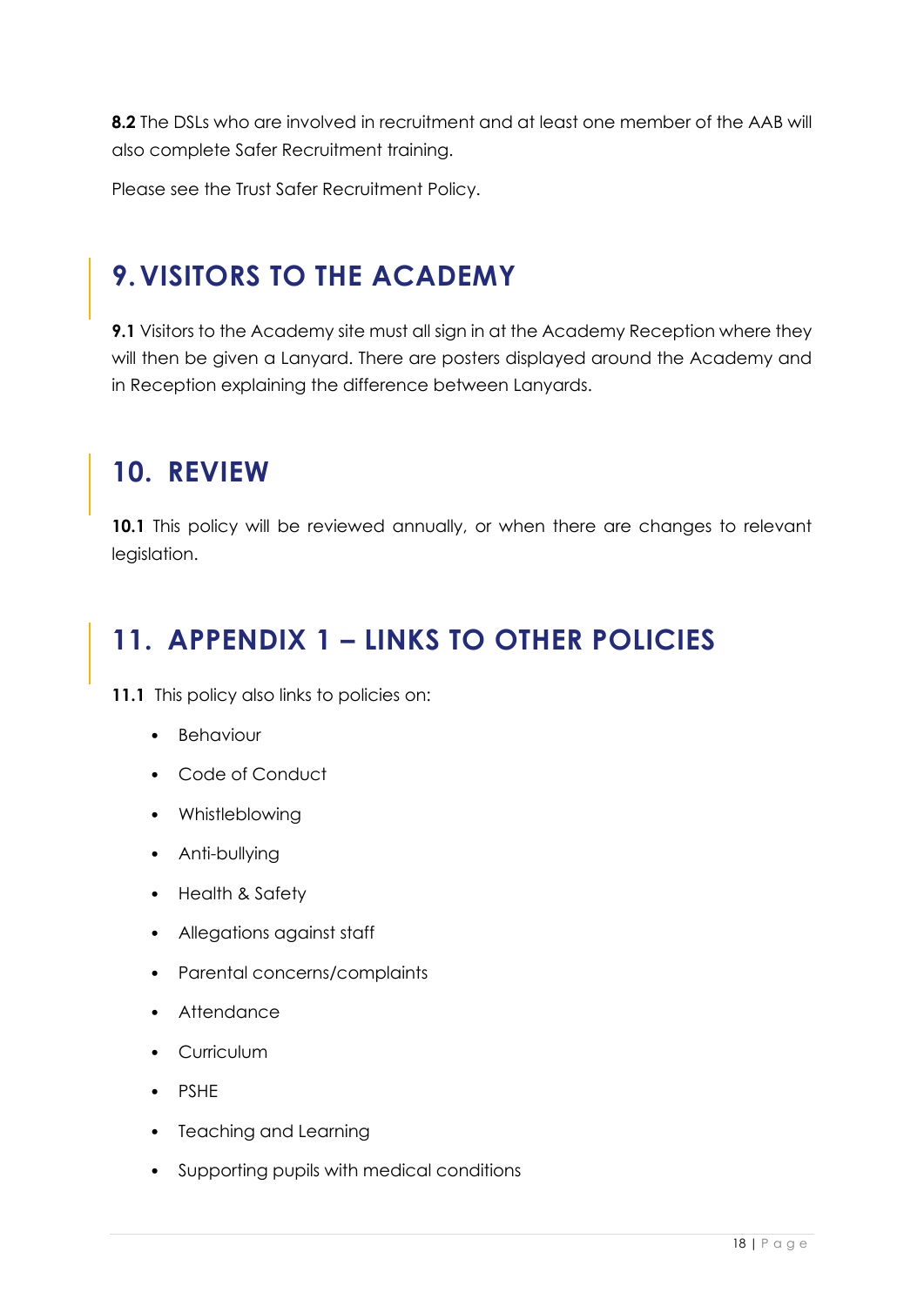**8.2** The DSLs who are involved in recruitment and at least one member of the AAB will also complete Safer Recruitment training.

Please see the Trust Safer Recruitment Policy.

## 9. VISITORS TO THE ACADEMY

**9.1** Visitors to the Academy site must all sign in at the Academy Reception where they will then be given a Lanyard. There are posters displayed around the Academy and in Reception explaining the difference between Lanyards.

## 10. REVIEW

**10.1** This policy will be reviewed annually, or when there are changes to relevant legislation.

## 11. APPENDIX 1 – LINKS TO OTHER POLICIES

**11.1** This policy also links to policies on:

- Behaviour
- Code of Conduct
- Whistleblowing
- Anti-bullying
- Health & Safety
- Allegations against staff
- Parental concerns/complaints
- Attendance
- Curriculum
- PSHE
- Teaching and Learning
- Supporting pupils with medical conditions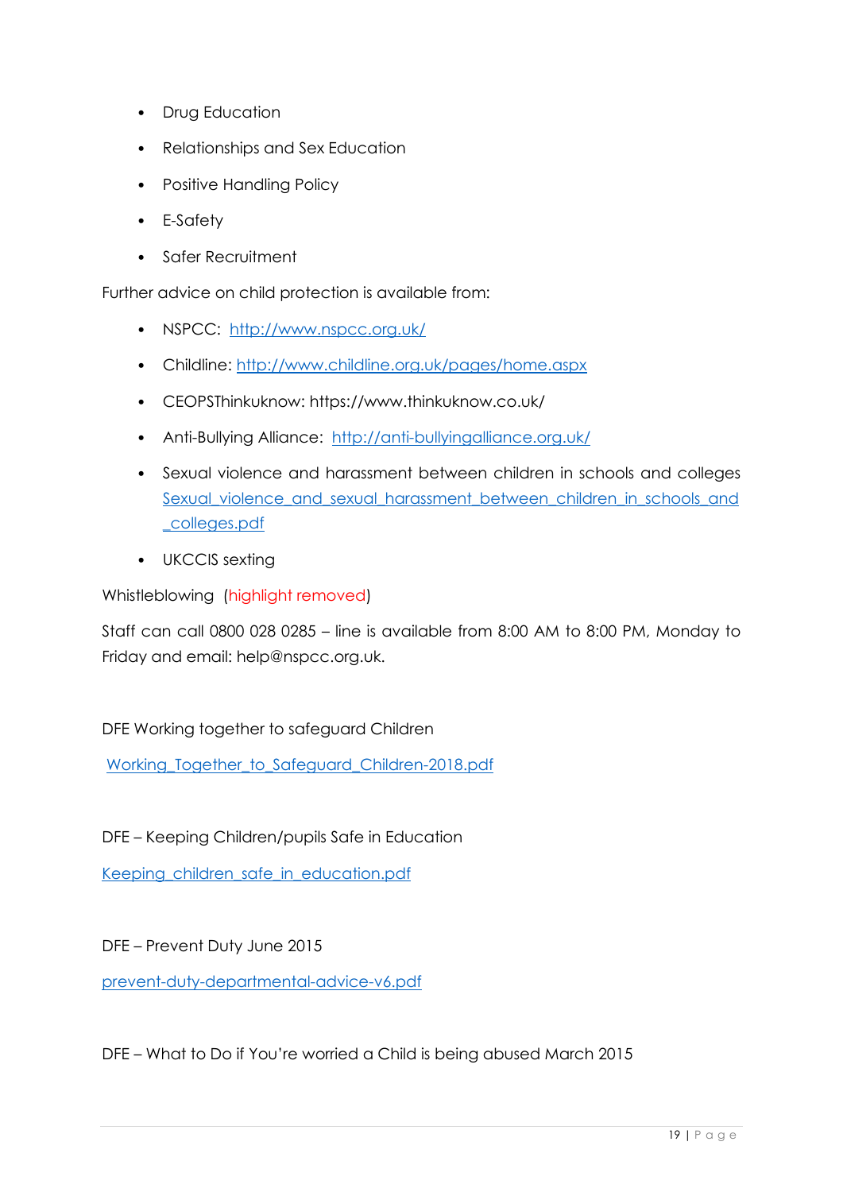- Drug Education
- Relationships and Sex Education
- Positive Handling Policy
- E-Safety
- Safer Recruitment

Further advice on child protection is available from:

- NSPCC: [http://www.nspcc.org.uk/](http://www.nspcc.org.uk/)
- Childline: [http://www.childline.org.uk/pages/home.aspx](http://www.childline.org.uk/pages/home.aspx)
- CEOPSThinkuknow: https://www.thinkuknow.co.uk/
- Anti-Bullying Alliance: [http://anti-bullyingalliance.org.uk/](http://anti-bullyingalliance.org.uk/)
- Sexual violence and harassment between children in schools and colleges [Sexual_violence_and_sexual_harassment_between_children_in_schools_and_colleges.pdf]()
- UKCCIS sexting

Whistleblowing (highlight removed)

Staff can call 0800 028 0285 – line is available from 8:00 AM to 8:00 PM, Monday to Friday and email: help@nspcc.org.uk.

DFE Working together to safeguard Children

[Working_Together_to_Safeguard_Children-2018.pdf]()

DFE – Keeping Children/pupils Safe in Education

[Keeping_children_safe_in_education.pdf]()

DFE – Prevent Duty June 2015

[prevent-duty-departmental-advice-v6.pdf]()

DFE – What to Do if You're worried a Child is being abused March 2015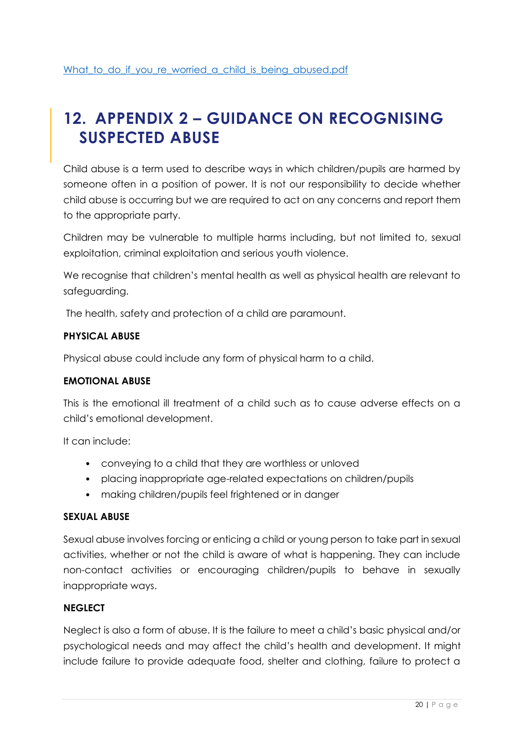[What_to_do_if_you_re_worried_a_child_is_being_abused.pdf](What_to_do_if_you_re_worried_a_child_is_being_abused.pdf)

# 12. APPENDIX 2 – GUIDANCE ON RECOGNISING SUSPECTED ABUSE

Child abuse is a term used to describe ways in which children/pupils are harmed by someone often in a position of power. It is not our responsibility to decide whether child abuse is occurring but we are required to act on any concerns and report them to the appropriate party.

Children may be vulnerable to multiple harms including, but not limited to, sexual exploitation, criminal exploitation and serious youth violence.

We recognise that children's mental health as well as physical health are relevant to safeguarding.

The health, safety and protection of a child are paramount.

**PHYSICAL ABUSE**

Physical abuse could include any form of physical harm to a child.

**EMOTIONAL ABUSE**

This is the emotional ill treatment of a child such as to cause adverse effects on a child's emotional development.

It can include:

- conveying to a child that they are worthless or unloved
- placing inappropriate age-related expectations on children/pupils
- making children/pupils feel frightened or in danger

**SEXUAL ABUSE**

Sexual abuse involves forcing or enticing a child or young person to take part in sexual activities, whether or not the child is aware of what is happening. They can include non-contact activities or encouraging children/pupils to behave in sexually inappropriate ways.

**NEGLECT**

Neglect is also a form of abuse. It is the failure to meet a child's basic physical and/or psychological needs and may affect the child's health and development. It might include failure to provide adequate food, shelter and clothing, failure to protect a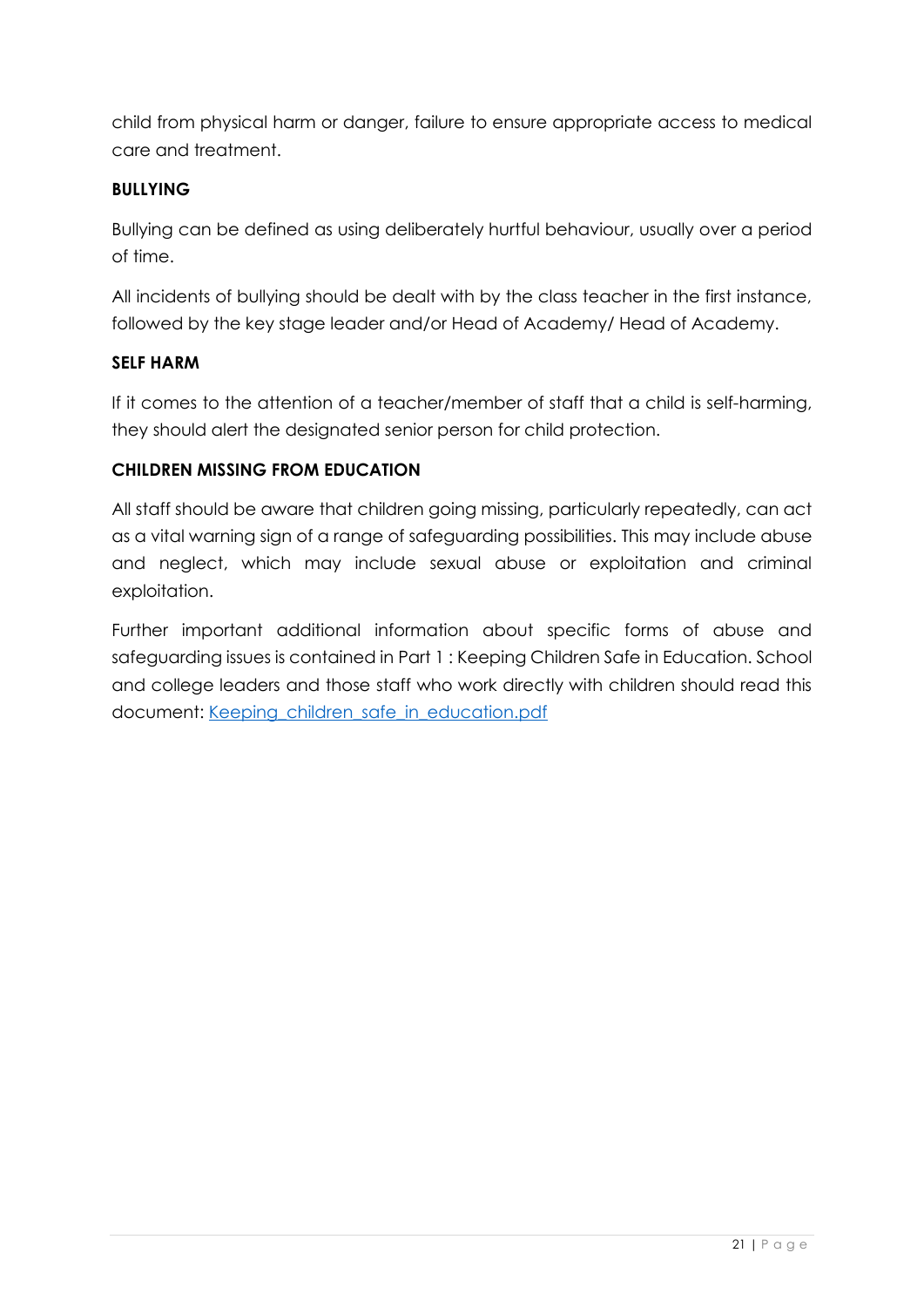child from physical harm or danger, failure to ensure appropriate access to medical care and treatment.

**BULLYING**

Bullying can be defined as using deliberately hurtful behaviour, usually over a period of time.

All incidents of bullying should be dealt with by the class teacher in the first instance, followed by the key stage leader and/or Head of Academy/ Head of Academy.

**SELF HARM**

If it comes to the attention of a teacher/member of staff that a child is self-harming, they should alert the designated senior person for child protection.

**CHILDREN MISSING FROM EDUCATION**

All staff should be aware that children going missing, particularly repeatedly, can act as a vital warning sign of a range of safeguarding possibilities. This may include abuse and neglect, which may include sexual abuse or exploitation and criminal exploitation.

Further important additional information about specific forms of abuse and safeguarding issues is contained in Part 1 : Keeping Children Safe in Education. School and college leaders and those staff who work directly with children should read this document: [Keeping_children_safe_in_education.pdf]